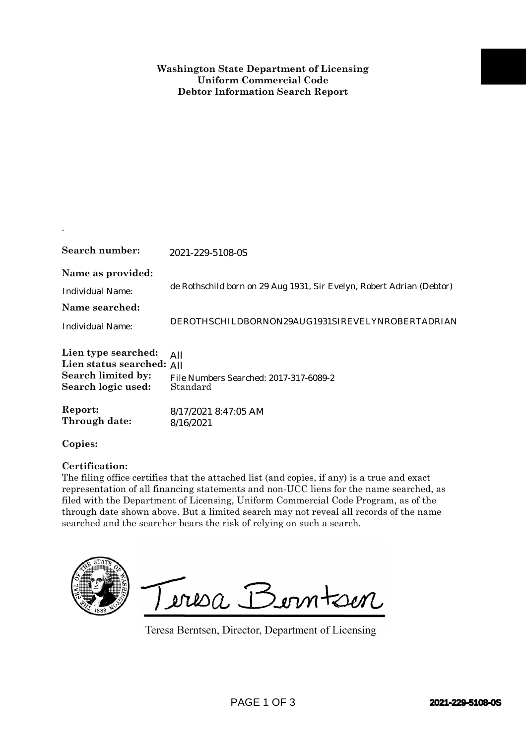**Washington State Department of Licensing**
**Uniform Commercial Code**
**Debtor Information Search Report**

.

**Search number:** 2021-229-5108-0S

**Name as provided:**

Individual Name: de Rothschild born on 29 Aug 1931, Sir Evelyn, Robert Adrian (Debtor)

**Name searched:**

Individual Name: DEROTHSCHILDBORNON29AUG1931SIREVELYNROBERTADRIAN

**Lien type searched:** All
**Lien status searched:** All
**Search limited by:** File Numbers Searched: 2017-317-6089-2
**Search logic used:** Standard

**Report:** 8/17/2021 8:47:05 AM
**Through date:** 8/16/2021

**Copies:**

**Certification:**
The filing office certifies that the attached list (and copies, if any) is a true and exact representation of all financing statements and non-UCC liens for the name searched, as filed with the Department of Licensing, Uniform Commercial Code Program, as of the through date shown above. But a limited search may not reveal all records of the name searched and the searcher bears the risk of relying on such a search.

Teresa Berntsen

Teresa Berntsen, Director, Department of Licensing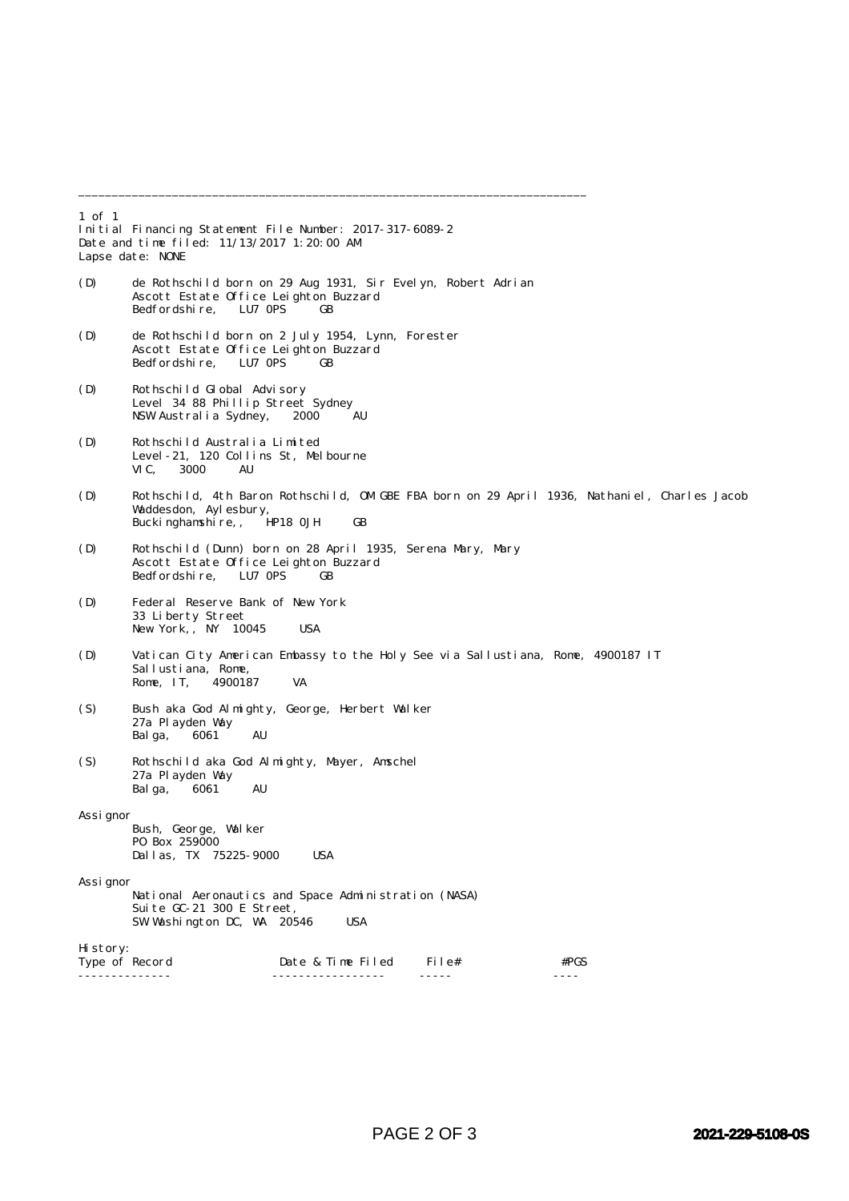---

1 of 1
Initial Financing Statement File Number: 2017-317-6089-2
Date and time filed: 11/13/2017 1:20:00 AM
Lapse date: NONE

(D) de Rothschild born on 29 Aug 1931, Sir Evelyn, Robert Adrian
Ascott Estate Office Leighton Buzzard
Bedfordshire, LU7 0PS GB

(D) de Rothschild born on 2 July 1954, Lynn, Forester
Ascott Estate Office Leighton Buzzard
Bedfordshire, LU7 0PS GB

(D) Rothschild Global Advisory
Level 34 88 Phillip Street Sydney
NSW Australia Sydney, 2000 AU

(D) Rothschild Australia Limited
Level-21, 120 Collins St, Melbourne
VIC, 3000 AU

(D) Rothschild, 4th Baron Rothschild, OM GBE FBA born on 29 April 1936, Nathaniel, Charles Jacob
Waddesdon, Aylesbury,
Buckinghamshire,, HP18 0JH GB

(D) Rothschild (Dunn) born on 28 April 1935, Serena Mary, Mary
Ascott Estate Office Leighton Buzzard
Bedfordshire, LU7 0PS GB

(D) Federal Reserve Bank of New York
33 Liberty Street
New York,, NY 10045 USA

(D) Vatican City American Embassy to the Holy See via Sallustiana, Rome, 4900187 IT
Sallustiana, Rome,
Rome, IT, 4900187 VA

(S) Bush aka God Almighty, George, Herbert Walker
27a Playden Way
Balga, 6061 AU

(S) Rothschild aka God Almighty, Mayer, Amschel
27a Playden Way
Balga, 6061 AU

Assignor
Bush, George, Walker
PO Box 259000
Dallas, TX 75225-9000 USA

Assignor
National Aeronautics and Space Administration (NASA)
Suite GC-21 300 E Street,
SW Washington DC, WA 20546 USA

History:

| Type of Record | Date & Time Filed | File# | #PGS |
|---|---|---|---|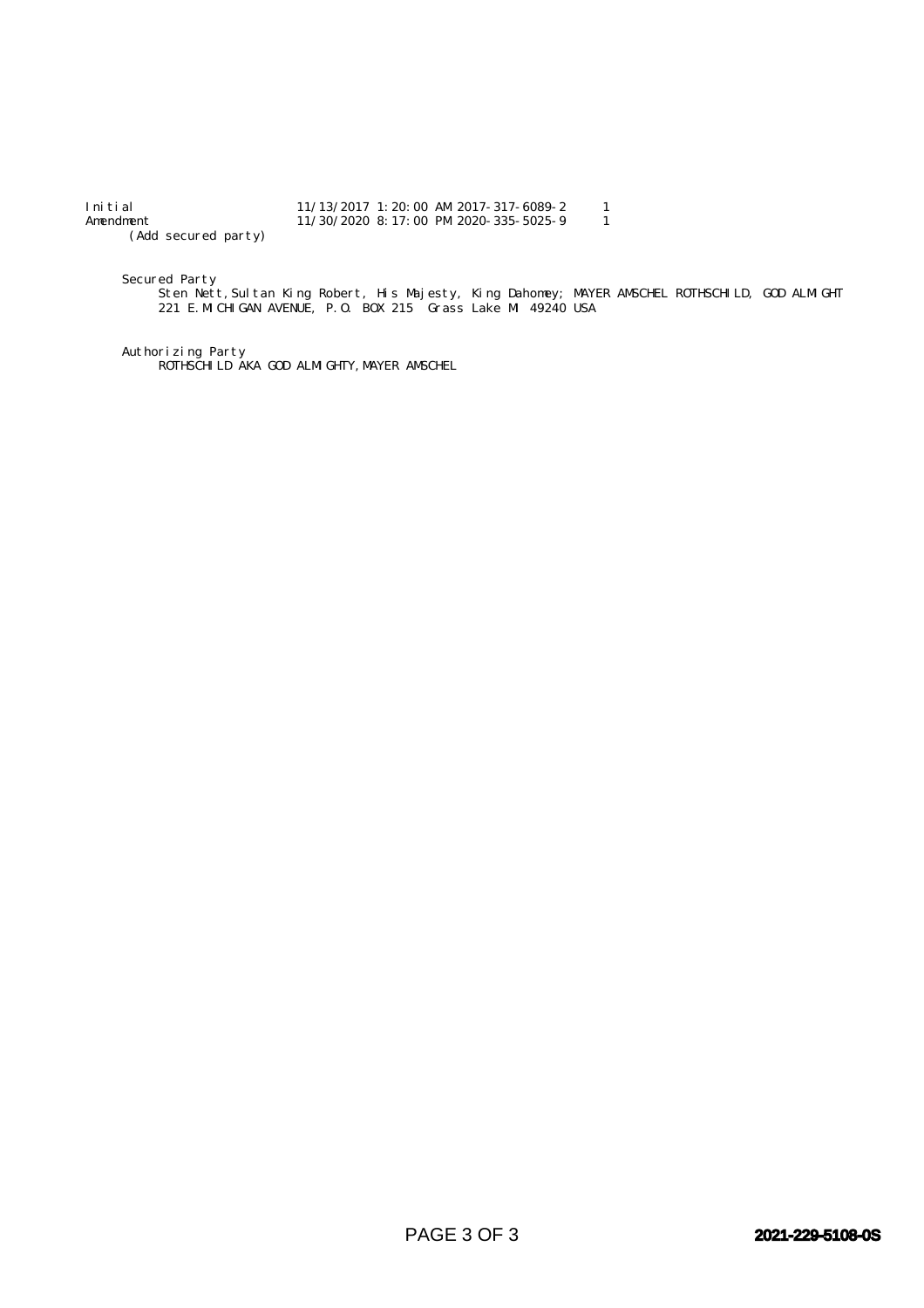| | | | |
|---|---|---|---|
| Initial | 11/13/2017 1:20:00 AM | 2017-317-6089-2 | 1 |
| Amendment | 11/30/2020 8:17:00 PM | 2020-335-5025-9 | 1 |
| (Add secured party) | | | |

Secured Party

Sten Nett,Sultan King Robert, His Majesty, King Dahomey; MAYER AMSCHEL ROTHSCHILD, GOD ALMIGHT
221 E.MICHIGAN AVENUE, P.O. BOX 215 Grass Lake MI 49240 USA

Authorizing Party

ROTHSCHILD AKA GOD ALMIGHTY,MAYER AMSCHEL

**2021-229-5108-0S**